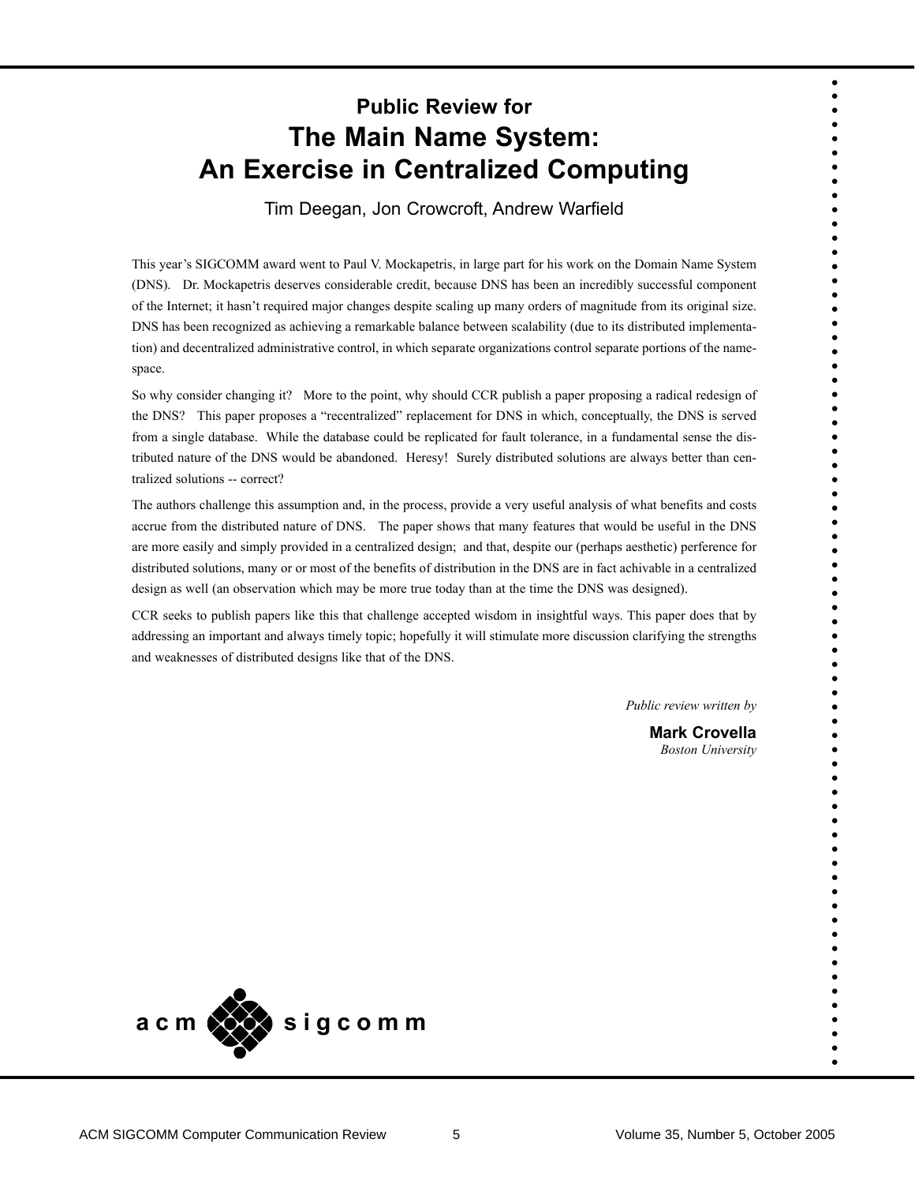### Public Review for

# The Main Name System: An Exercise in Centralized Computing

Tim Deegan, Jon Crowcroft, Andrew Warfield

This year's SIGCOMM award went to Paul V. Mockapetris, in large part for his work on the Domain Name System (DNS). Dr. Mockapetris deserves considerable credit, because DNS has been an incredibly successful component of the Internet; it hasn't required major changes despite scaling up many orders of magnitude from its original size. DNS has been recognized as achieving a remarkable balance between scalability (due to its distributed implementation) and decentralized administrative control, in which separate organizations control separate portions of the namespace.

So why consider changing it? More to the point, why should CCR publish a paper proposing a radical redesign of the DNS? This paper proposes a "recentralized" replacement for DNS in which, conceptually, the DNS is served from a single database. While the database could be replicated for fault tolerance, in a fundamental sense the distributed nature of the DNS would be abandoned. Heresy! Surely distributed solutions are always better than centralized solutions -- correct?

The authors challenge this assumption and, in the process, provide a very useful analysis of what benefits and costs accrue from the distributed nature of DNS. The paper shows that many features that would be useful in the DNS are more easily and simply provided in a centralized design; and that, despite our (perhaps aesthetic) perference for distributed solutions, many or or most of the benefits of distribution in the DNS are in fact achivable in a centralized design as well (an observation which may be more true today than at the time the DNS was designed).

CCR seeks to publish papers like this that challenge accepted wisdom in insightful ways. This paper does that by addressing an important and always timely topic; hopefully it will stimulate more discussion clarifying the strengths and weaknesses of distributed designs like that of the DNS.

*Public review written by*

**Mark Crovella**
*Boston University*

acm sigcomm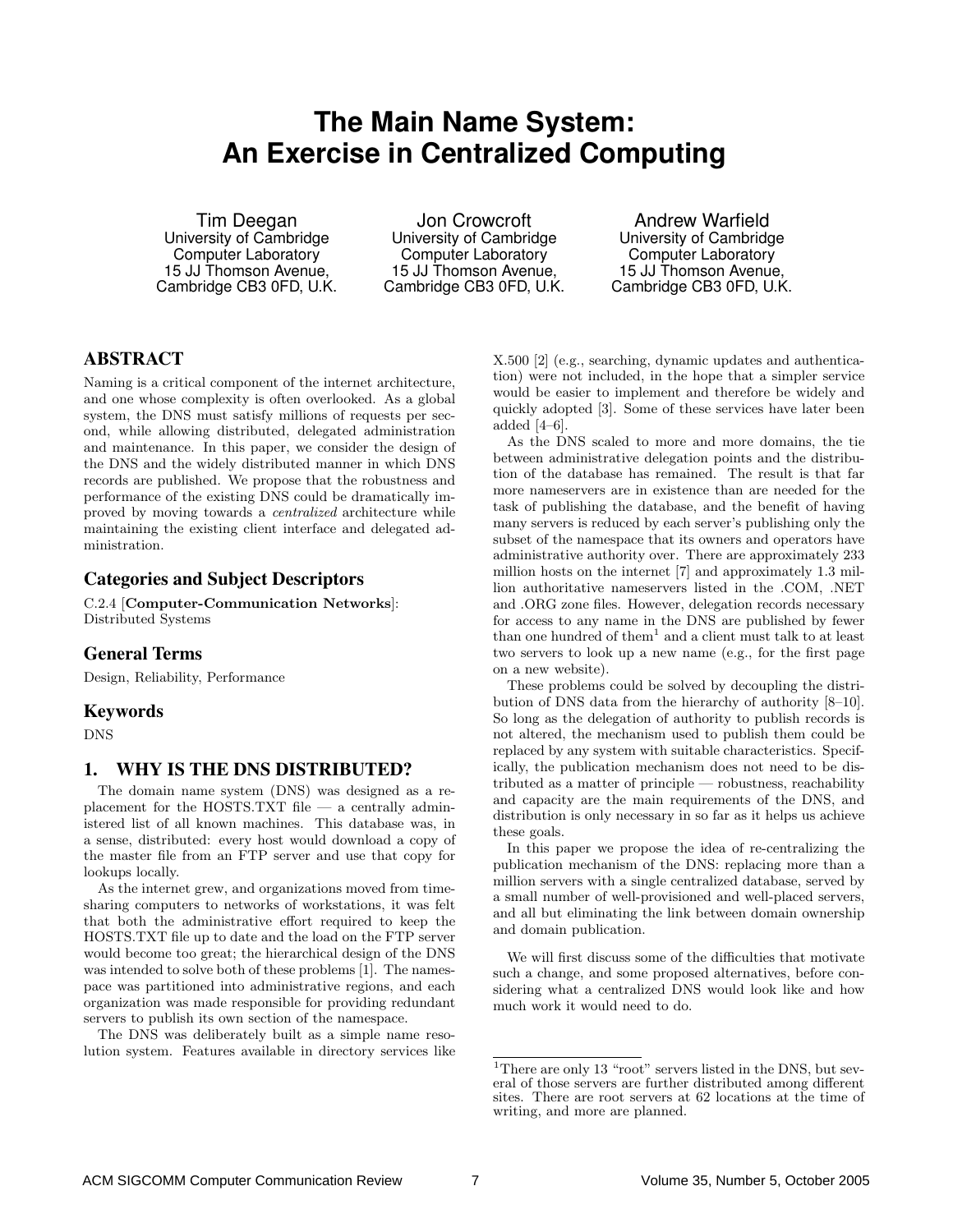# The Main Name System: An Exercise in Centralized Computing

Tim Deegan
University of Cambridge
Computer Laboratory
15 JJ Thomson Avenue,
Cambridge CB3 0FD, U.K.

Jon Crowcroft
University of Cambridge
Computer Laboratory
15 JJ Thomson Avenue,
Cambridge CB3 0FD, U.K.

Andrew Warfield
University of Cambridge
Computer Laboratory
15 JJ Thomson Avenue,
Cambridge CB3 0FD, U.K.

## ABSTRACT

Naming is a critical component of the internet architecture, and one whose complexity is often overlooked. As a global system, the DNS must satisfy millions of requests per second, while allowing distributed, delegated administration and maintenance. In this paper, we consider the design of the DNS and the widely distributed manner in which DNS records are published. We propose that the robustness and performance of the existing DNS could be dramatically improved by moving towards a *centralized* architecture while maintaining the existing client interface and delegated administration.

### Categories and Subject Descriptors

C.2.4 [**Computer-Communication Networks**]: Distributed Systems

### General Terms

Design, Reliability, Performance

### Keywords

DNS

## 1. WHY IS THE DNS DISTRIBUTED?

The domain name system (DNS) was designed as a replacement for the HOSTS.TXT file — a centrally administered list of all known machines. This database was, in a sense, distributed: every host would download a copy of the master file from an FTP server and use that copy for lookups locally.

As the internet grew, and organizations moved from time-sharing computers to networks of workstations, it was felt that both the administrative effort required to keep the HOSTS.TXT file up to date and the load on the FTP server would become too great; the hierarchical design of the DNS was intended to solve both of these problems [1]. The namespace was partitioned into administrative regions, and each organization was made responsible for providing redundant servers to publish its own section of the namespace.

The DNS was deliberately built as a simple name resolution system. Features available in directory services like X.500 [2] (e.g., searching, dynamic updates and authentication) were not included, in the hope that a simpler service would be easier to implement and therefore be widely and quickly adopted [3]. Some of these services have later been added [4–6].

As the DNS scaled to more and more domains, the tie between administrative delegation points and the distribution of the database has remained. The result is that far more nameservers are in existence than are needed for the task of publishing the database, and the benefit of having many servers is reduced by each server's publishing only the subset of the namespace that its owners and operators have administrative authority over. There are approximately 233 million hosts on the internet [7] and approximately 1.3 million authoritative nameservers listed in the .COM, .NET and .ORG zone files. However, delegation records necessary for access to any name in the DNS are published by fewer than one hundred of them[1] and a client must talk to at least two servers to look up a new name (e.g., for the first page on a new website).

These problems could be solved by decoupling the distribution of DNS data from the hierarchy of authority [8–10]. So long as the delegation of authority to publish records is not altered, the mechanism used to publish them could be replaced by any system with suitable characteristics. Specifically, the publication mechanism does not need to be distributed as a matter of principle — robustness, reachability and capacity are the main requirements of the DNS, and distribution is only necessary in so far as it helps us achieve these goals.

In this paper we propose the idea of re-centralizing the publication mechanism of the DNS: replacing more than a million servers with a single centralized database, served by a small number of well-provisioned and well-placed servers, and all but eliminating the link between domain ownership and domain publication.

We will first discuss some of the difficulties that motivate such a change, and some proposed alternatives, before considering what a centralized DNS would look like and how much work it would need to do.

[1] There are only 13 "root" servers listed in the DNS, but several of those servers are further distributed among different sites. There are root servers at 62 locations at the time of writing, and more are planned.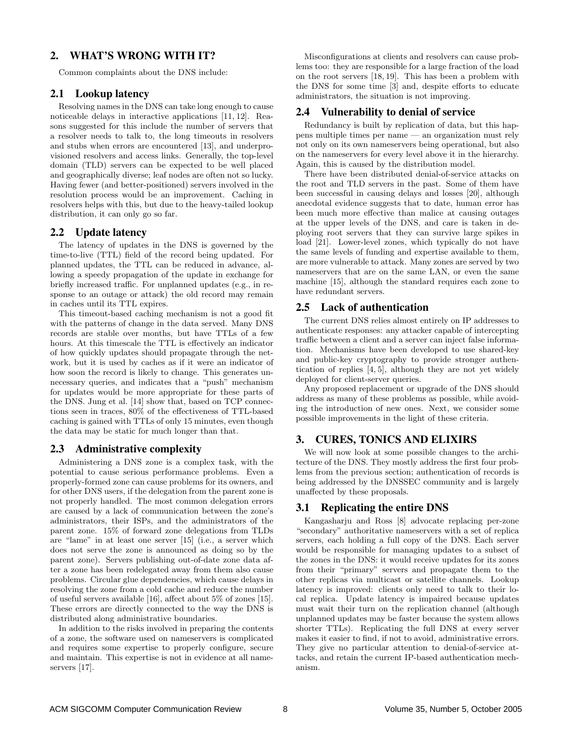## 2. WHAT'S WRONG WITH IT?

Common complaints about the DNS include:

### 2.1 Lookup latency

Resolving names in the DNS can take long enough to cause noticeable delays in interactive applications [11, 12]. Reasons suggested for this include the number of servers that a resolver needs to talk to, the long timeouts in resolvers and stubs when errors are encountered [13], and underprovisioned resolvers and access links. Generally, the top-level domain (TLD) servers can be expected to be well placed and geographically diverse; leaf nodes are often not so lucky. Having fewer (and better-positioned) servers involved in the resolution process would be an improvement. Caching in resolvers helps with this, but due to the heavy-tailed lookup distribution, it can only go so far.

### 2.2 Update latency

The latency of updates in the DNS is governed by the time-to-live (TTL) field of the record being updated. For planned updates, the TTL can be reduced in advance, allowing a speedy propagation of the update in exchange for briefly increased traffic. For unplanned updates (e.g., in response to an outage or attack) the old record may remain in caches until its TTL expires.

This timeout-based caching mechanism is not a good fit with the patterns of change in the data served. Many DNS records are stable over months, but have TTLs of a few hours. At this timescale the TTL is effectively an indicator of how quickly updates should propagate through the network, but it is used by caches as if it were an indicator of how soon the record is likely to change. This generates unnecessary queries, and indicates that a "push" mechanism for updates would be more appropriate for these parts of the DNS. Jung et al. [14] show that, based on TCP connections seen in traces, 80% of the effectiveness of TTL-based caching is gained with TTLs of only 15 minutes, even though the data may be static for much longer than that.

### 2.3 Administrative complexity

Administering a DNS zone is a complex task, with the potential to cause serious performance problems. Even a properly-formed zone can cause problems for its owners, and for other DNS users, if the delegation from the parent zone is not properly handled. The most common delegation errors are caused by a lack of communication between the zone's administrators, their ISPs, and the administrators of the parent zone. 15% of forward zone delegations from TLDs are "lame" in at least one server [15] (i.e., a server which does not serve the zone is announced as doing so by the parent zone). Servers publishing out-of-date zone data after a zone has been redelegated away from them also cause problems. Circular glue dependencies, which cause delays in resolving the zone from a cold cache and reduce the number of useful servers available [16], affect about 5% of zones [15]. These errors are directly connected to the way the DNS is distributed along administrative boundaries.

In addition to the risks involved in preparing the contents of a zone, the software used on nameservers is complicated and requires some expertise to properly configure, secure and maintain. This expertise is not in evidence at all nameservers [17].

Misconfigurations at clients and resolvers can cause problems too: they are responsible for a large fraction of the load on the root servers [18, 19]. This has been a problem with the DNS for some time [3] and, despite efforts to educate administrators, the situation is not improving.

### 2.4 Vulnerability to denial of service

Redundancy is built by replication of data, but this happens multiple times per name — an organization must rely not only on its own nameservers being operational, but also on the nameservers for every level above it in the hierarchy. Again, this is caused by the distribution model.

There have been distributed denial-of-service attacks on the root and TLD servers in the past. Some of them have been successful in causing delays and losses [20], although anecdotal evidence suggests that to date, human error has been much more effective than malice at causing outages at the upper levels of the DNS, and care is taken in deploying root servers that they can survive large spikes in load [21]. Lower-level zones, which typically do not have the same levels of funding and expertise available to them, are more vulnerable to attack. Many zones are served by two nameservers that are on the same LAN, or even the same machine [15], although the standard requires each zone to have redundant servers.

### 2.5 Lack of authentication

The current DNS relies almost entirely on IP addresses to authenticate responses: any attacker capable of intercepting traffic between a client and a server can inject false information. Mechanisms have been developed to use shared-key and public-key cryptography to provide stronger authentication of replies [4, 5], although they are not yet widely deployed for client-server queries.

Any proposed replacement or upgrade of the DNS should address as many of these problems as possible, while avoiding the introduction of new ones. Next, we consider some possible improvements in the light of these criteria.

## 3. CURES, TONICS AND ELIXIRS

We will now look at some possible changes to the architecture of the DNS. They mostly address the first four problems from the previous section; authentication of records is being addressed by the DNSSEC community and is largely unaffected by these proposals.

### 3.1 Replicating the entire DNS

Kangasharju and Ross [8] advocate replacing per-zone "secondary" authoritative nameservers with a set of replica servers, each holding a full copy of the DNS. Each server would be responsible for managing updates to a subset of the zones in the DNS: it would receive updates for its zones from their "primary" servers and propagate them to the other replicas via multicast or satellite channels. Lookup latency is improved: clients only need to talk to their local replica. Update latency is impaired because updates must wait their turn on the replication channel (although unplanned updates may be faster because the system allows shorter TTLs). Replicating the full DNS at every server makes it easier to find, if not to avoid, administrative errors. They give no particular attention to denial-of-service attacks, and retain the current IP-based authentication mechanism.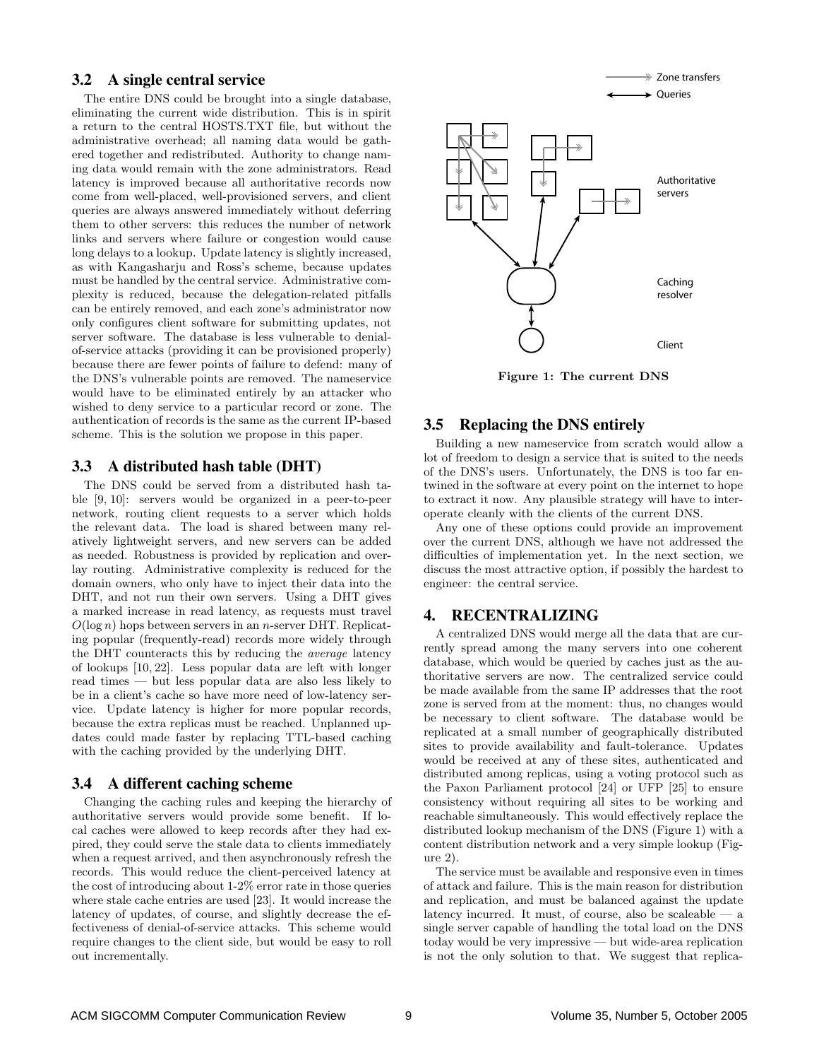### 3.2 A single central service

The entire DNS could be brought into a single database, eliminating the current wide distribution. This is in spirit a return to the central HOSTS.TXT file, but without the administrative overhead; all naming data would be gathered together and redistributed. Authority to change naming data would remain with the zone administrators. Read latency is improved because all authoritative records now come from well-placed, well-provisioned servers, and client queries are always answered immediately without deferring them to other servers: this reduces the number of network links and servers where failure or congestion would cause long delays to a lookup. Update latency is slightly increased, as with Kangasharju and Ross's scheme, because updates must be handled by the central service. Administrative complexity is reduced, because the delegation-related pitfalls can be entirely removed, and each zone's administrator now only configures client software for submitting updates, not server software. The database is less vulnerable to denial-of-service attacks (providing it can be provisioned properly) because there are fewer points of failure to defend: many of the DNS's vulnerable points are removed. The nameservice would have to be eliminated entirely by an attacker who wished to deny service to a particular record or zone. The authentication of records is the same as the current IP-based scheme. This is the solution we propose in this paper.

### 3.3 A distributed hash table (DHT)

The DNS could be served from a distributed hash table [9, 10]: servers would be organized in a peer-to-peer network, routing client requests to a server which holds the relevant data. The load is shared between many relatively lightweight servers, and new servers can be added as needed. Robustness is provided by replication and overlay routing. Administrative complexity is reduced for the domain owners, who only have to inject their data into the DHT, and not run their own servers. Using a DHT gives a marked increase in read latency, as requests must travel $O(\log n)$ hops between servers in an $n$-server DHT. Replicating popular (frequently-read) records more widely through the DHT counteracts this by reducing the *average* latency of lookups [10, 22]. Less popular data are left with longer read times — but less popular data are also less likely to be in a client's cache so have more need of low-latency service. Update latency is higher for more popular records, because the extra replicas must be reached. Unplanned updates could made faster by replacing TTL-based caching with the caching provided by the underlying DHT.

### 3.4 A different caching scheme

Changing the caching rules and keeping the hierarchy of authoritative servers would provide some benefit. If local caches were allowed to keep records after they had expired, they could serve the stale data to clients immediately when a request arrived, and then asynchronously refresh the records. This would reduce the client-perceived latency at the cost of introducing about 1-2% error rate in those queries where stale cache entries are used [23]. It would increase the latency of updates, of course, and slightly decrease the effectiveness of denial-of-service attacks. This scheme would require changes to the client side, but would be easy to roll out incrementally.

Figure 1: The current DNS

### 3.5 Replacing the DNS entirely

Building a new nameservice from scratch would allow a lot of freedom to design a service that is suited to the needs of the DNS's users. Unfortunately, the DNS is too far entwined in the software at every point on the internet to hope to extract it now. Any plausible strategy will have to interoperate cleanly with the clients of the current DNS.

Any one of these options could provide an improvement over the current DNS, although we have not addressed the difficulties of implementation yet. In the next section, we discuss the most attractive option, if possibly the hardest to engineer: the central service.

## 4. RECENTRALIZING

A centralized DNS would merge all the data that are currently spread among the many servers into one coherent database, which would be queried by caches just as the authoritative servers are now. The centralized service could be made available from the same IP addresses that the root zone is served from at the moment: thus, no changes would be necessary to client software. The database would be replicated at a small number of geographically distributed sites to provide availability and fault-tolerance. Updates would be received at any of these sites, authenticated and distributed among replicas, using a voting protocol such as the Paxon Parliament protocol [24] or UFP [25] to ensure consistency without requiring all sites to be working and reachable simultaneously. This would effectively replace the distributed lookup mechanism of the DNS (Figure 1) with a content distribution network and a very simple lookup (Figure 2).

The service must be available and responsive even in times of attack and failure. This is the main reason for distribution and replication, and must be balanced against the update latency incurred. It must, of course, also be scaleable — a single server capable of handling the total load on the DNS today would be very impressive — but wide-area replication is not the only solution to that. We suggest that replica-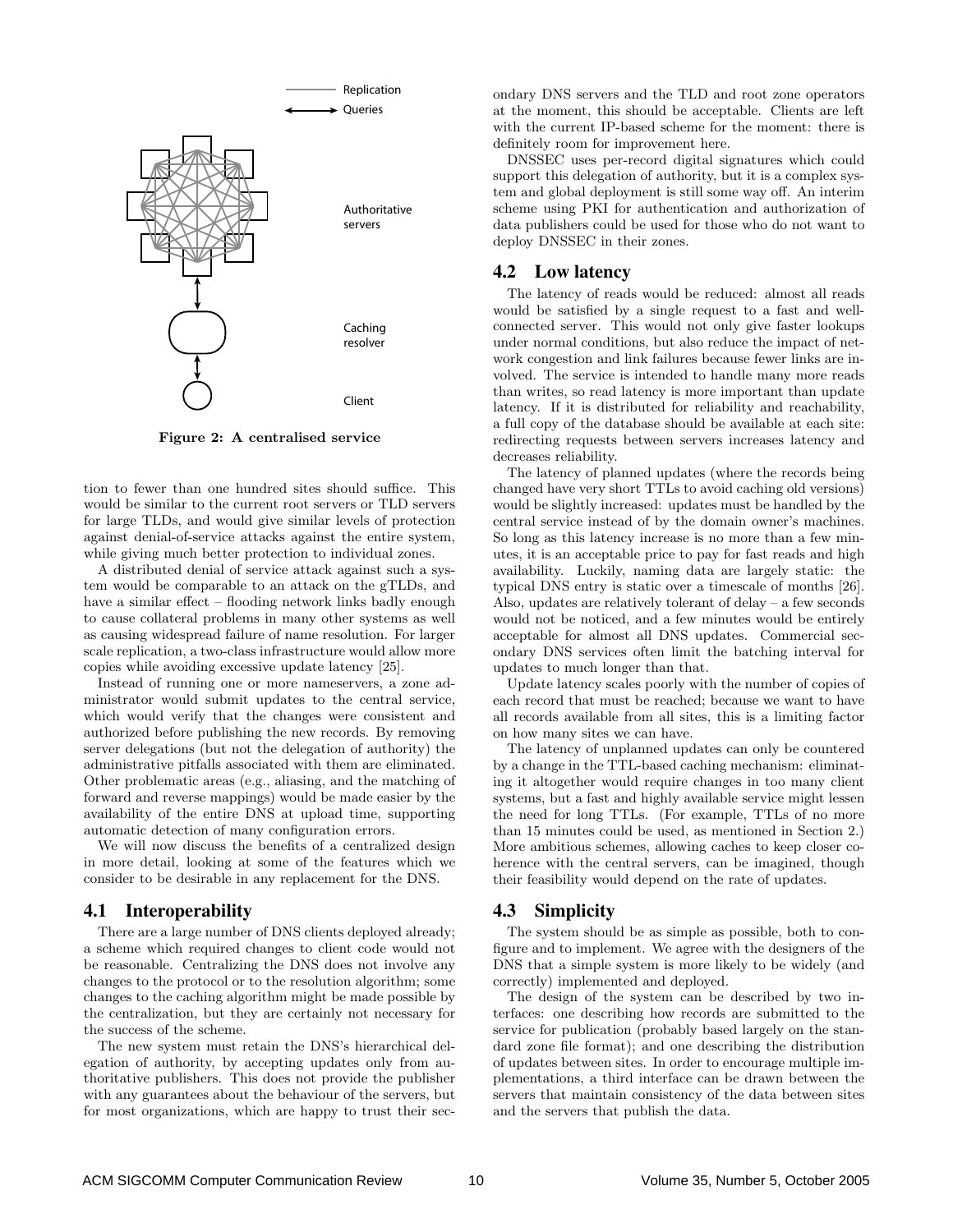Figure 2: A centralised service

tion to fewer than one hundred sites should suffice. This would be similar to the current root servers or TLD servers for large TLDs, and would give similar levels of protection against denial-of-service attacks against the entire system, while giving much better protection to individual zones.

A distributed denial of service attack against such a system would be comparable to an attack on the gTLDs, and have a similar effect – flooding network links badly enough to cause collateral problems in many other systems as well as causing widespread failure of name resolution. For larger scale replication, a two-class infrastructure would allow more copies while avoiding excessive update latency [25].

Instead of running one or more nameservers, a zone administrator would submit updates to the central service, which would verify that the changes were consistent and authorized before publishing the new records. By removing server delegations (but not the delegation of authority) the administrative pitfalls associated with them are eliminated. Other problematic areas (e.g., aliasing, and the matching of forward and reverse mappings) would be made easier by the availability of the entire DNS at upload time, supporting automatic detection of many configuration errors.

We will now discuss the benefits of a centralized design in more detail, looking at some of the features which we consider to be desirable in any replacement for the DNS.

## 4.1 Interoperability

There are a large number of DNS clients deployed already; a scheme which required changes to client code would not be reasonable. Centralizing the DNS does not involve any changes to the protocol or to the resolution algorithm; some changes to the caching algorithm might be made possible by the centralization, but they are certainly not necessary for the success of the scheme.

The new system must retain the DNS's hierarchical delegation of authority, by accepting updates only from authoritative publishers. This does not provide the publisher with any guarantees about the behaviour of the servers, but for most organizations, which are happy to trust their secondary DNS servers and the TLD and root zone operators at the moment, this should be acceptable. Clients are left with the current IP-based scheme for the moment: there is definitely room for improvement here.

DNSSEC uses per-record digital signatures which could support this delegation of authority, but it is a complex system and global deployment is still some way off. An interim scheme using PKI for authentication and authorization of data publishers could be used for those who do not want to deploy DNSSEC in their zones.

## 4.2 Low latency

The latency of reads would be reduced: almost all reads would be satisfied by a single request to a fast and well-connected server. This would not only give faster lookups under normal conditions, but also reduce the impact of network congestion and link failures because fewer links are involved. The service is intended to handle many more reads than writes, so read latency is more important than update latency. If it is distributed for reliability and reachability, a full copy of the database should be available at each site: redirecting requests between servers increases latency and decreases reliability.

The latency of planned updates (where the records being changed have very short TTLs to avoid caching old versions) would be slightly increased: updates must be handled by the central service instead of by the domain owner's machines. So long as this latency increase is no more than a few minutes, it is an acceptable price to pay for fast reads and high availability. Luckily, naming data are largely static: the typical DNS entry is static over a timescale of months [26]. Also, updates are relatively tolerant of delay – a few seconds would not be noticed, and a few minutes would be entirely acceptable for almost all DNS updates. Commercial secondary DNS services often limit the batching interval for updates to much longer than that.

Update latency scales poorly with the number of copies of each record that must be reached; because we want to have all records available from all sites, this is a limiting factor on how many sites we can have.

The latency of unplanned updates can only be countered by a change in the TTL-based caching mechanism: eliminating it altogether would require changes in too many client systems, but a fast and highly available service might lessen the need for long TTLs. (For example, TTLs of no more than 15 minutes could be used, as mentioned in Section 2.) More ambitious schemes, allowing caches to keep closer coherence with the central servers, can be imagined, though their feasibility would depend on the rate of updates.

## 4.3 Simplicity

The system should be as simple as possible, both to configure and to implement. We agree with the designers of the DNS that a simple system is more likely to be widely (and correctly) implemented and deployed.

The design of the system can be described by two interfaces: one describing how records are submitted to the service for publication (probably based largely on the standard zone file format); and one describing the distribution of updates between sites. In order to encourage multiple implementations, a third interface can be drawn between the servers that maintain consistency of the data between sites and the servers that publish the data.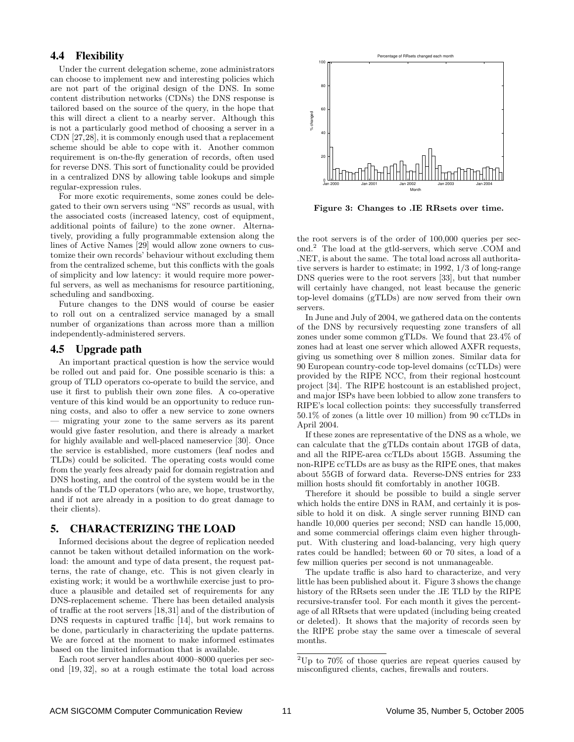### 4.4 Flexibility

Under the current delegation scheme, zone administrators can choose to implement new and interesting policies which are not part of the original design of the DNS. In some content distribution networks (CDNs) the DNS response is tailored based on the source of the query, in the hope that this will direct a client to a nearby server. Although this is not a particularly good method of choosing a server in a CDN [27,28], it is commonly enough used that a replacement scheme should be able to cope with it. Another common requirement is on-the-fly generation of records, often used for reverse DNS. This sort of functionality could be provided in a centralized DNS by allowing table lookups and simple regular-expression rules.

For more exotic requirements, some zones could be delegated to their own servers using "NS" records as usual, with the associated costs (increased latency, cost of equipment, additional points of failure) to the zone owner. Alternatively, providing a fully programmable extension along the lines of Active Names [29] would allow zone owners to customize their own records' behaviour without excluding them from the centralized scheme, but this conflicts with the goals of simplicity and low latency: it would require more powerful servers, as well as mechanisms for resource partitioning, scheduling and sandboxing.

Future changes to the DNS would of course be easier to roll out on a centralized service managed by a small number of organizations than across more than a million independently-administered servers.

### 4.5 Upgrade path

An important practical question is how the service would be rolled out and paid for. One possible scenario is this: a group of TLD operators co-operate to build the service, and use it first to publish their own zone files. A co-operative venture of this kind would be an opportunity to reduce running costs, and also to offer a new service to zone owners — migrating your zone to the same servers as its parent would give faster resolution, and there is already a market for highly available and well-placed nameservice [30]. Once the service is established, more customers (leaf nodes and TLDs) could be solicited. The operating costs would come from the yearly fees already paid for domain registration and DNS hosting, and the control of the system would be in the hands of the TLD operators (who are, we hope, trustworthy, and if not are already in a position to do great damage to their clients).

## 5. CHARACTERIZING THE LOAD

Informed decisions about the degree of replication needed cannot be taken without detailed information on the workload: the amount and type of data present, the request patterns, the rate of change, etc. This is not given clearly in existing work; it would be a worthwhile exercise just to produce a plausible and detailed set of requirements for any DNS-replacement scheme. There has been detailed analysis of traffic at the root servers [18,31] and of the distribution of DNS requests in captured traffic [14], but work remains to be done, particularly in characterizing the update patterns. We are forced at the moment to make informed estimates based on the limited information that is available.

Each root server handles about 4000–8000 queries per second [19, 32], so at a rough estimate the total load across the root servers is of the order of 100,000 queries per second.[2] The load at the gtld-servers, which serve .COM and .NET, is about the same. The total load across all authoritative servers is harder to estimate; in 1992, 1/3 of long-range DNS queries were to the root servers [33], but that number will certainly have changed, not least because the generic top-level domains (gTLDs) are now served from their own servers.

In June and July of 2004, we gathered data on the contents of the DNS by recursively requesting zone transfers of all zones under some common gTLDs. We found that 23.4% of zones had at least one server which allowed AXFR requests, giving us something over 8 million zones. Similar data for 90 European country-code top-level domains (ccTLDs) were provided by the RIPE NCC, from their regional hostcount project [34]. The RIPE hostcount is an established project, and major ISPs have been lobbied to allow zone transfers to RIPE's local collection points: they successfully transferred 50.1% of zones (a little over 10 million) from 90 ccTLDs in April 2004.

If these zones are representative of the DNS as a whole, we can calculate that the gTLDs contain about 17GB of data, and all the RIPE-area ccTLDs about 15GB. Assuming the non-RIPE ccTLDs are as busy as the RIPE ones, that makes about 55GB of forward data. Reverse-DNS entries for 233 million hosts should fit comfortably in another 10GB.

Therefore it should be possible to build a single server which holds the entire DNS in RAM, and certainly it is possible to hold it on disk. A single server running BIND can handle 10,000 queries per second; NSD can handle 15,000, and some commercial offerings claim even higher throughput. With clustering and load-balancing, very high query rates could be handled; between 60 or 70 sites, a load of a few million queries per second is not unmanageable.

Figure 3: Changes to .IE RRsets over time.

The update traffic is also hard to characterize, and very little has been published about it. Figure 3 shows the change history of the RRsets seen under the .IE TLD by the RIPE recursive-transfer tool. For each month it gives the percentage of all RRsets that were updated (including being created or deleted). It shows that the majority of records seen by the RIPE probe stay the same over a timescale of several months.

[2] Up to 70% of those queries are repeat queries caused by misconfigured clients, caches, firewalls and routers.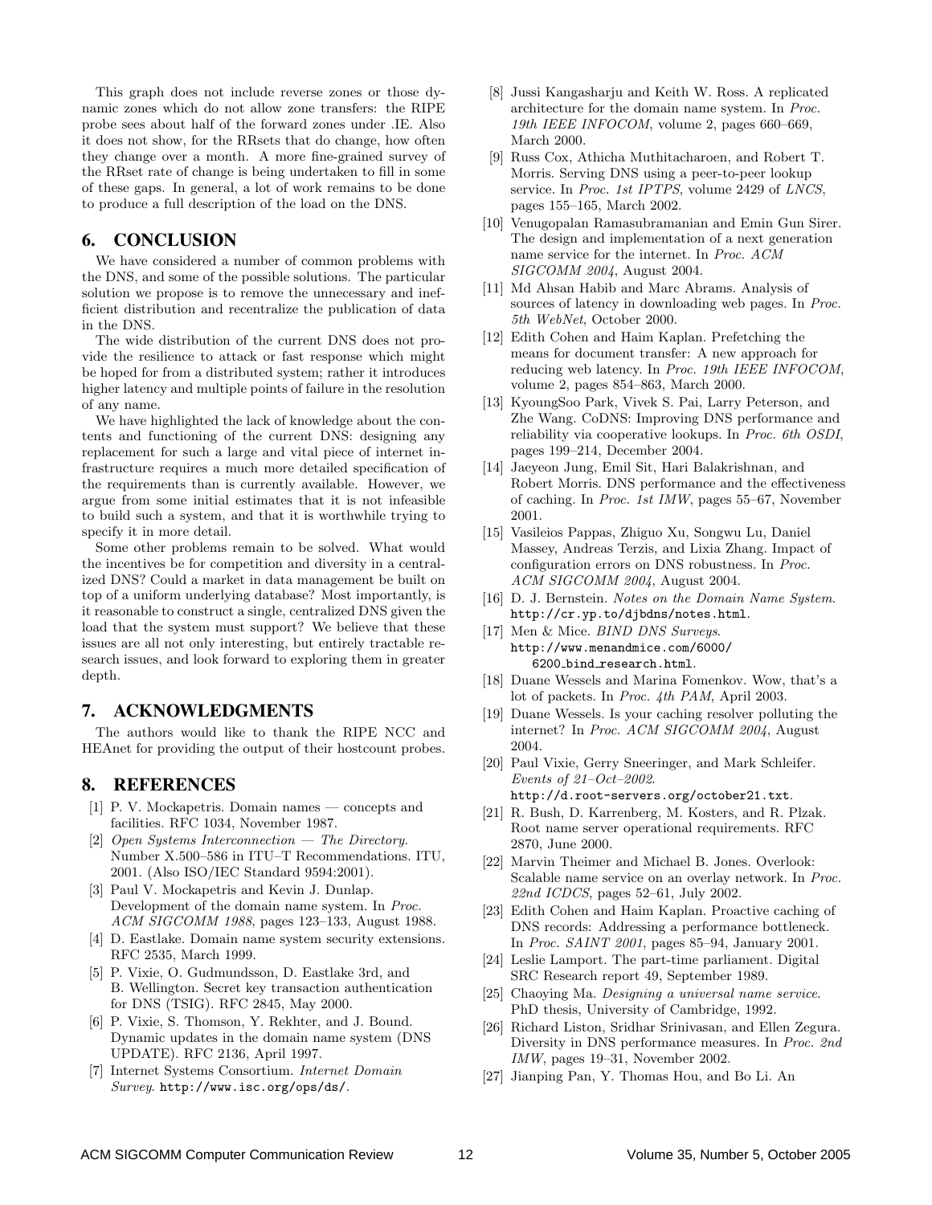This graph does not include reverse zones or those dynamic zones which do not allow zone transfers: the RIPE probe sees about half of the forward zones under .IE. Also it does not show, for the RRsets that do change, how often they change over a month. A more fine-grained survey of the RRset rate of change is being undertaken to fill in some of these gaps. In general, a lot of work remains to be done to produce a full description of the load on the DNS.

## 6. CONCLUSION

We have considered a number of common problems with the DNS, and some of the possible solutions. The particular solution we propose is to remove the unnecessary and inefficient distribution and recentralize the publication of data in the DNS.

The wide distribution of the current DNS does not provide the resilience to attack or fast response which might be hoped for from a distributed system; rather it introduces higher latency and multiple points of failure in the resolution of any name.

We have highlighted the lack of knowledge about the contents and functioning of the current DNS: designing any replacement for such a large and vital piece of internet infrastructure requires a much more detailed specification of the requirements than is currently available. However, we argue from some initial estimates that it is not infeasible to build such a system, and that it is worthwhile trying to specify it in more detail.

Some other problems remain to be solved. What would the incentives be for competition and diversity in a centralized DNS? Could a market in data management be built on top of a uniform underlying database? Most importantly, is it reasonable to construct a single, centralized DNS given the load that the system must support? We believe that these issues are all not only interesting, but entirely tractable research issues, and look forward to exploring them in greater depth.

## 7. ACKNOWLEDGMENTS

The authors would like to thank the RIPE NCC and HEAnet for providing the output of their hostcount probes.

## 8. REFERENCES

[1] P. V. Mockapetris. Domain names — concepts and facilities. RFC 1034, November 1987.

[2] *Open Systems Interconnection — The Directory*. Number X.500–586 in ITU–T Recommendations. ITU, 2001. (Also ISO/IEC Standard 9594:2001).

[3] Paul V. Mockapetris and Kevin J. Dunlap. Development of the domain name system. In *Proc. ACM SIGCOMM 1988*, pages 123–133, August 1988.

[4] D. Eastlake. Domain name system security extensions. RFC 2535, March 1999.

[5] P. Vixie, O. Gudmundsson, D. Eastlake 3rd, and B. Wellington. Secret key transaction authentication for DNS (TSIG). RFC 2845, May 2000.

[6] P. Vixie, S. Thomson, Y. Rekhter, and J. Bound. Dynamic updates in the domain name system (DNS UPDATE). RFC 2136, April 1997.

[7] Internet Systems Consortium. *Internet Domain Survey*. `http://www.isc.org/ops/ds/`.

[8] Jussi Kangasharju and Keith W. Ross. A replicated architecture for the domain name system. In *Proc. 19th IEEE INFOCOM*, volume 2, pages 660–669, March 2000.

[9] Russ Cox, Athicha Muthitacharoen, and Robert T. Morris. Serving DNS using a peer-to-peer lookup service. In *Proc. 1st IPTPS*, volume 2429 of *LNCS*, pages 155–165, March 2002.

[10] Venugopalan Ramasubramanian and Emin Gun Sirer. The design and implementation of a next generation name service for the internet. In *Proc. ACM SIGCOMM 2004*, August 2004.

[11] Md Ahsan Habib and Marc Abrams. Analysis of sources of latency in downloading web pages. In *Proc. 5th WebNet*, October 2000.

[12] Edith Cohen and Haim Kaplan. Prefetching the means for document transfer: A new approach for reducing web latency. In *Proc. 19th IEEE INFOCOM*, volume 2, pages 854–863, March 2000.

[13] KyoungSoo Park, Vivek S. Pai, Larry Peterson, and Zhe Wang. CoDNS: Improving DNS performance and reliability via cooperative lookups. In *Proc. 6th OSDI*, pages 199–214, December 2004.

[14] Jaeyeon Jung, Emil Sit, Hari Balakrishnan, and Robert Morris. DNS performance and the effectiveness of caching. In *Proc. 1st IMW*, pages 55–67, November 2001.

[15] Vasileios Pappas, Zhiguo Xu, Songwu Lu, Daniel Massey, Andreas Terzis, and Lixia Zhang. Impact of configuration errors on DNS robustness. In *Proc. ACM SIGCOMM 2004*, August 2004.

[16] D. J. Bernstein. *Notes on the Domain Name System*. `http://cr.yp.to/djbdns/notes.html`.

[17] Men & Mice. *BIND DNS Surveys*. `http://www.menandmice.com/6000/6200_bind_research.html`.

[18] Duane Wessels and Marina Fomenkov. Wow, that's a lot of packets. In *Proc. 4th PAM*, April 2003.

[19] Duane Wessels. Is your caching resolver polluting the internet? In *Proc. ACM SIGCOMM 2004*, August 2004.

[20] Paul Vixie, Gerry Sneeringer, and Mark Schleifer. *Events of 21–Oct–2002*. `http://d.root-servers.org/october21.txt`.

[21] R. Bush, D. Karrenberg, M. Kosters, and R. Plzak. Root name server operational requirements. RFC 2870, June 2000.

[22] Marvin Theimer and Michael B. Jones. Overlook: Scalable name service on an overlay network. In *Proc. 22nd ICDCS*, pages 52–61, July 2002.

[23] Edith Cohen and Haim Kaplan. Proactive caching of DNS records: Addressing a performance bottleneck. In *Proc. SAINT 2001*, pages 85–94, January 2001.

[24] Leslie Lamport. The part-time parliament. Digital SRC Research report 49, September 1989.

[25] Chaoying Ma. *Designing a universal name service*. PhD thesis, University of Cambridge, 1992.

[26] Richard Liston, Sridhar Srinivasan, and Ellen Zegura. Diversity in DNS performance measures. In *Proc. 2nd IMW*, pages 19–31, November 2002.

[27] Jianping Pan, Y. Thomas Hou, and Bo Li. An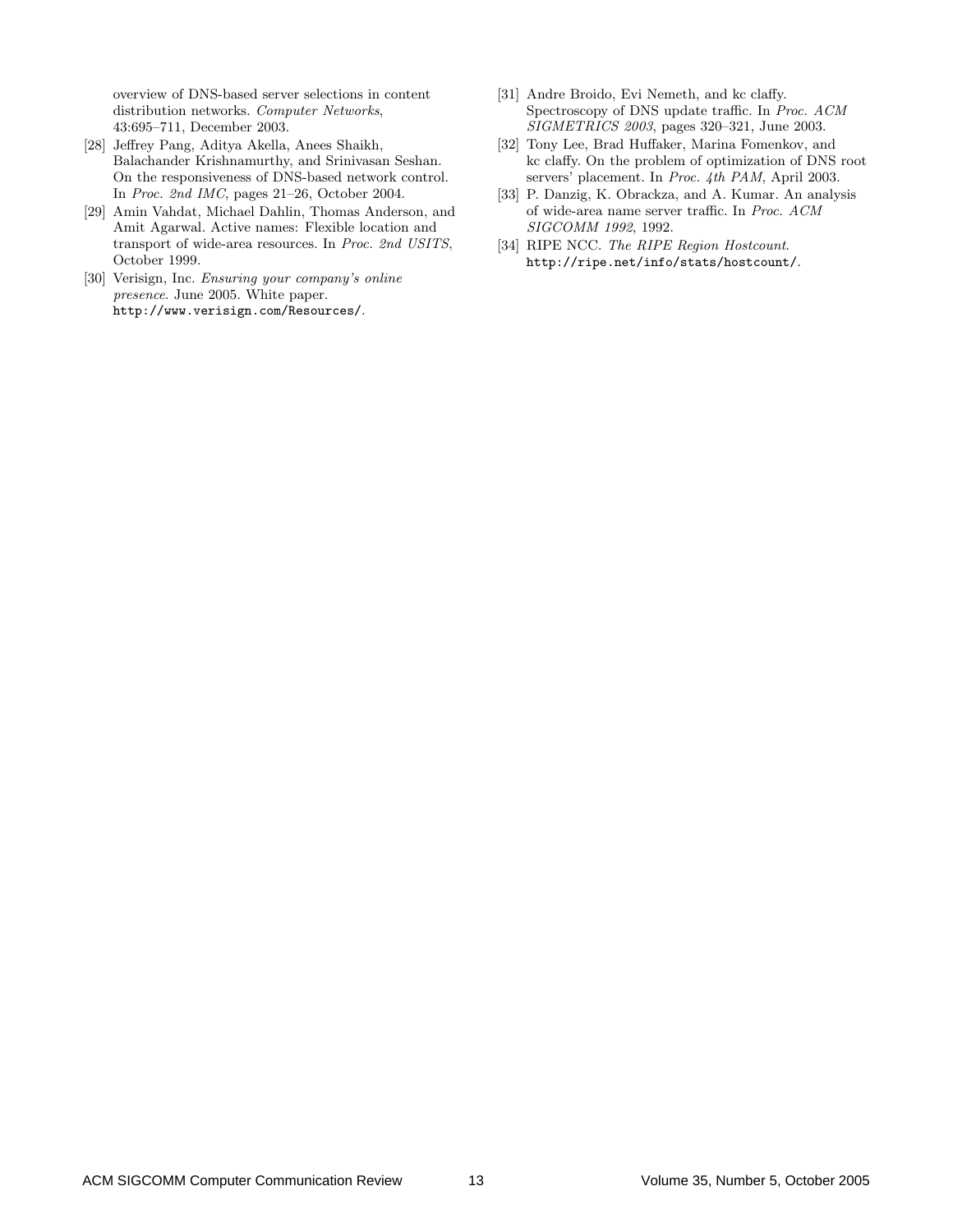overview of DNS-based server selections in content distribution networks. *Computer Networks*, 43:695–711, December 2003.

[28] Jeffrey Pang, Aditya Akella, Anees Shaikh, Balachander Krishnamurthy, and Srinivasan Seshan. On the responsiveness of DNS-based network control. In *Proc. 2nd IMC*, pages 21–26, October 2004.

[29] Amin Vahdat, Michael Dahlin, Thomas Anderson, and Amit Agarwal. Active names: Flexible location and transport of wide-area resources. In *Proc. 2nd USITS*, October 1999.

[30] Verisign, Inc. *Ensuring your company's online presence*. June 2005. White paper. http://www.verisign.com/Resources/.

[31] Andre Broido, Evi Nemeth, and kc claffy. Spectroscopy of DNS update traffic. In *Proc. ACM SIGMETRICS 2003*, pages 320–321, June 2003.

[32] Tony Lee, Brad Huffaker, Marina Fomenkov, and kc claffy. On the problem of optimization of DNS root servers' placement. In *Proc. 4th PAM*, April 2003.

[33] P. Danzig, K. Obrackza, and A. Kumar. An analysis of wide-area name server traffic. In *Proc. ACM SIGCOMM 1992*, 1992.

[34] RIPE NCC. *The RIPE Region Hostcount*. http://ripe.net/info/stats/hostcount/.